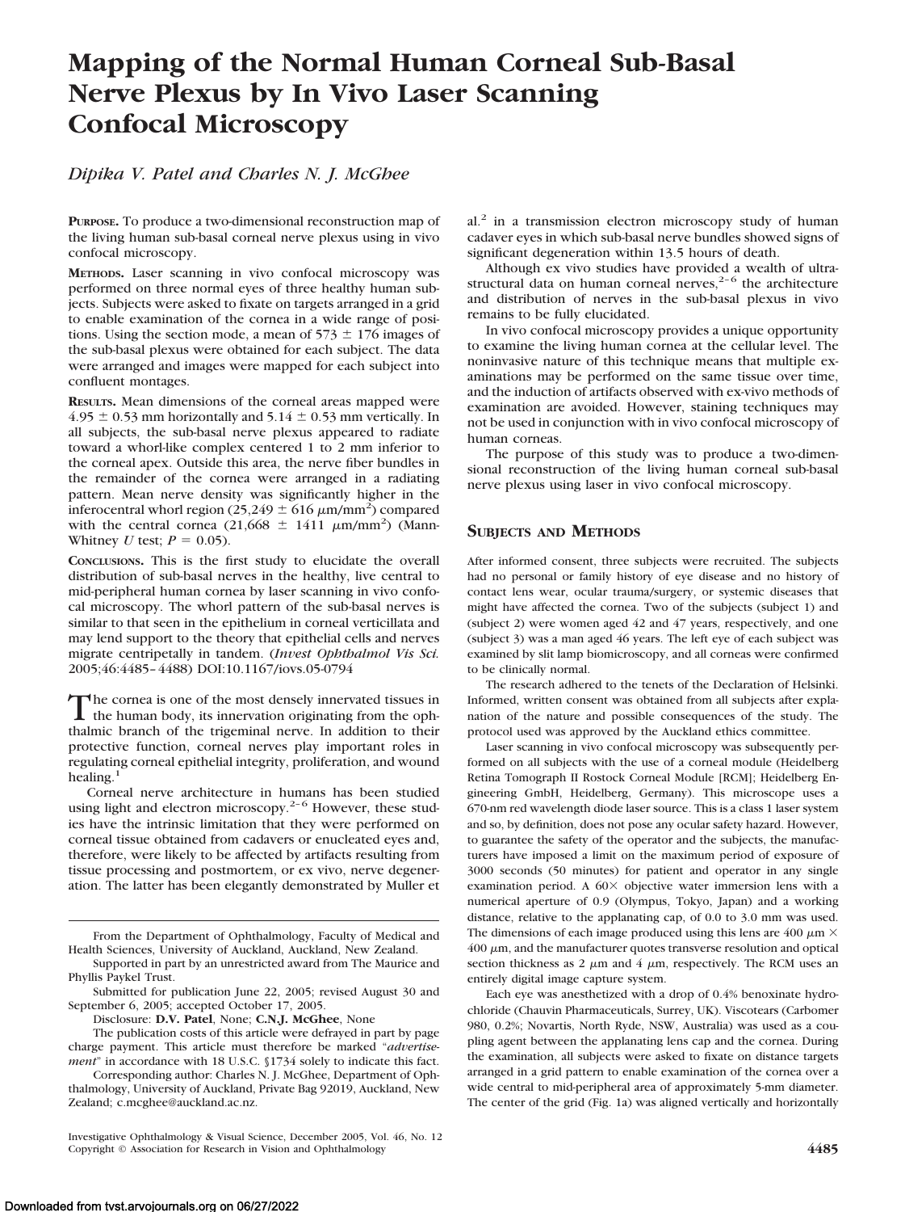# Mapping of the Normal Human Corneal Sub-Basal Nerve Plexus by In Vivo Laser Scanning Confocal Microscopy

*Dipika V. Patel and Charles N. J. McGhee*

**PURPOSE.** To produce a two-dimensional reconstruction map of the living human sub-basal corneal nerve plexus using in vivo confocal microscopy.

**METHODS.** Laser scanning in vivo confocal microscopy was performed on three normal eyes of three healthy human subjects. Subjects were asked to fixate on targets arranged in a grid to enable examination of the cornea in a wide range of positions. Using the section mode, a mean of 573 ± 176 images of the sub-basal plexus were obtained for each subject. The data were arranged and images were mapped for each subject into confluent montages.

**RESULTS.** Mean dimensions of the corneal areas mapped were 4.95 ± 0.53 mm horizontally and 5.14 ± 0.53 mm vertically. In all subjects, the sub-basal nerve plexus appeared to radiate toward a whorl-like complex centered 1 to 2 mm inferior to the corneal apex. Outside this area, the nerve fiber bundles in the remainder of the cornea were arranged in a radiating pattern. Mean nerve density was significantly higher in the inferocentral whorl region (25,249 ± 616 μm/mm$^2$) compared with the central cornea (21,668 ± 1411 μm/mm$^2$) (Mann-Whitney *U* test; $P = 0.05$).

**CONCLUSIONS.** This is the first study to elucidate the overall distribution of sub-basal nerves in the healthy, live central to mid-peripheral human cornea by laser scanning in vivo confocal microscopy. The whorl pattern of the sub-basal nerves is similar to that seen in the epithelium in corneal verticillata and may lend support to the theory that epithelial cells and nerves migrate centripetally in tandem. (*Invest Ophthalmol Vis Sci.* 2005;46:4485–4488) DOI:10.1167/iovs.05-0794

The cornea is one of the most densely innervated tissues in the human body, its innervation originating from the ophthalmic branch of the trigeminal nerve. In addition to their protective function, corneal nerves play important roles in regulating corneal epithelial integrity, proliferation, and wound healing.[1]

Corneal nerve architecture in humans has been studied using light and electron microscopy.[2–6] However, these studies have the intrinsic limitation that they were performed on corneal tissue obtained from cadavers or enucleated eyes and, therefore, were likely to be affected by artifacts resulting from tissue processing and postmortem, or ex vivo, nerve degeneration. The latter has been elegantly demonstrated by Muller et al.[2] in a transmission electron microscopy study of human cadaver eyes in which sub-basal nerve bundles showed signs of significant degeneration within 13.5 hours of death.

Although ex vivo studies have provided a wealth of ultrastructural data on human corneal nerves,[2–6] the architecture and distribution of nerves in the sub-basal plexus in vivo remains to be fully elucidated.

In vivo confocal microscopy provides a unique opportunity to examine the living human cornea at the cellular level. The noninvasive nature of this technique means that multiple examinations may be performed on the same tissue over time, and the induction of artifacts observed with ex-vivo methods of examination are avoided. However, staining techniques may not be used in conjunction with in vivo confocal microscopy of human corneas.

The purpose of this study was to produce a two-dimensional reconstruction of the living human corneal sub-basal nerve plexus using laser in vivo confocal microscopy.

## SUBJECTS AND METHODS

After informed consent, three subjects were recruited. The subjects had no personal or family history of eye disease and no history of contact lens wear, ocular trauma/surgery, or systemic diseases that might have affected the cornea. Two of the subjects (subject 1) and (subject 2) were women aged 42 and 47 years, respectively, and one (subject 3) was a man aged 46 years. The left eye of each subject was examined by slit lamp biomicroscopy, and all corneas were confirmed to be clinically normal.

The research adhered to the tenets of the Declaration of Helsinki. Informed, written consent was obtained from all subjects after explanation of the nature and possible consequences of the study. The protocol used was approved by the Auckland ethics committee.

Laser scanning in vivo confocal microscopy was subsequently performed on all subjects with the use of a corneal module (Heidelberg Retina Tomograph II Rostock Corneal Module [RCM]; Heidelberg Engineering GmbH, Heidelberg, Germany). This microscope uses a 670-nm red wavelength diode laser source. This is a class 1 laser system and so, by definition, does not pose any ocular safety hazard. However, to guarantee the safety of the operator and the subjects, the manufacturers have imposed a limit on the maximum period of exposure of 3000 seconds (50 minutes) for patient and operator in any single examination period. A 60× objective water immersion lens with a numerical aperture of 0.9 (Olympus, Tokyo, Japan) and a working distance, relative to the applanating cap, of 0.0 to 3.0 mm was used. The dimensions of each image produced using this lens are 400 μm × 400 μm, and the manufacturer quotes transverse resolution and optical section thickness as 2 μm and 4 μm, respectively. The RCM uses an entirely digital image capture system.

Each eye was anesthetized with a drop of 0.4% benoxinate hydrochloride (Chauvin Pharmaceuticals, Surrey, UK). Viscotears (Carbomer 980, 0.2%; Novartis, North Ryde, NSW, Australia) was used as a coupling agent between the applanating lens cap and the cornea. During the examination, all subjects were asked to fixate on distance targets arranged in a grid pattern to enable examination of the cornea over a wide central to mid-peripheral area of approximately 5-mm diameter. The center of the grid (Fig. 1a) was aligned vertically and horizontally

From the Department of Ophthalmology, Faculty of Medical and Health Sciences, University of Auckland, Auckland, New Zealand.

Supported in part by an unrestricted award from The Maurice and Phyllis Paykel Trust.

Submitted for publication June 22, 2005; revised August 30 and September 6, 2005; accepted October 17, 2005.

Disclosure: **D.V. Patel**, None; **C.N.J. McGhee**, None

The publication costs of this article were defrayed in part by page charge payment. This article must therefore be marked "*advertisement*" in accordance with 18 U.S.C. §1734 solely to indicate this fact.

Corresponding author: Charles N. J. McGhee, Department of Ophthalmology, University of Auckland, Private Bag 92019, Auckland, New Zealand; c.mcghee@auckland.ac.nz.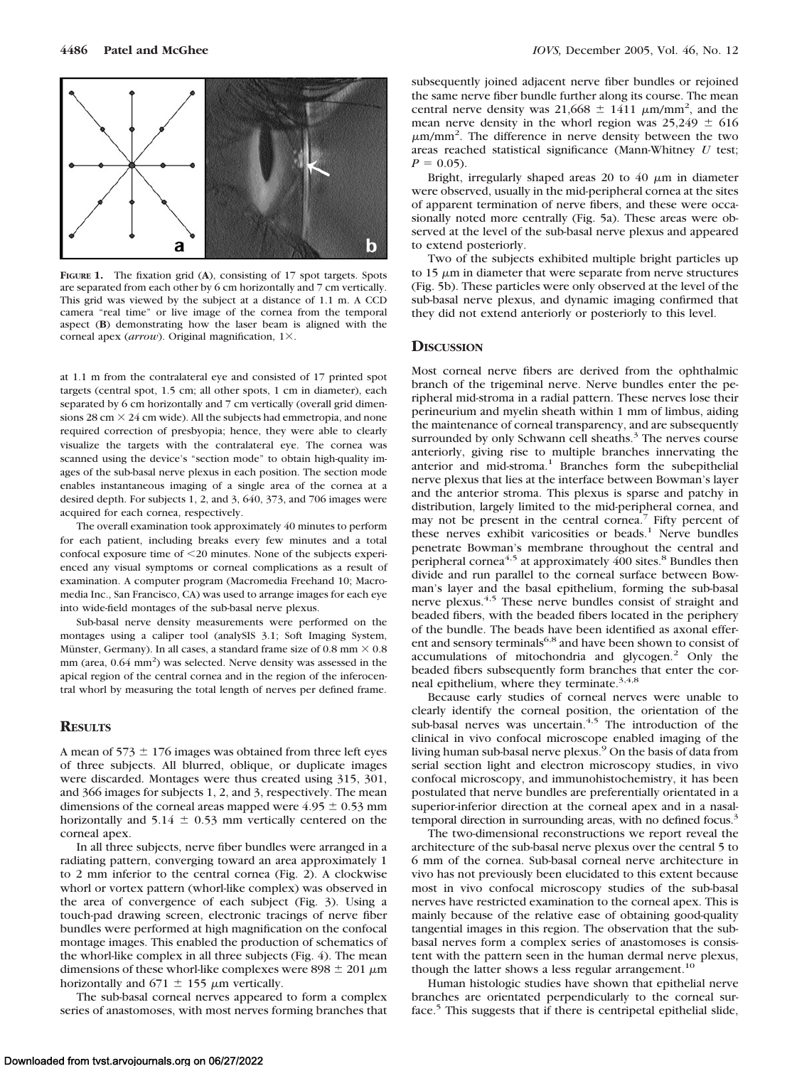**Figure 1.** The fixation grid (**A**), consisting of 17 spot targets. Spots are separated from each other by 6 cm horizontally and 7 cm vertically. This grid was viewed by the subject at a distance of 1.1 m. A CCD camera "real time" or live image of the cornea from the temporal aspect (**B**) demonstrating how the laser beam is aligned with the corneal apex (*arrow*). Original magnification, 1×.

at 1.1 m from the contralateral eye and consisted of 17 printed spot targets (central spot, 1.5 cm; all other spots, 1 cm in diameter), each separated by 6 cm horizontally and 7 cm vertically (overall grid dimensions 28 cm × 24 cm wide). All the subjects had emmetropia, and none required correction of presbyopia; hence, they were able to clearly visualize the targets with the contralateral eye. The cornea was scanned using the device's "section mode" to obtain high-quality images of the sub-basal nerve plexus in each position. The section mode enables instantaneous imaging of a single area of the cornea at a desired depth. For subjects 1, 2, and 3, 640, 373, and 706 images were acquired for each cornea, respectively.

The overall examination took approximately 40 minutes to perform for each patient, including breaks every few minutes and a total confocal exposure time of <20 minutes. None of the subjects experienced any visual symptoms or corneal complications as a result of examination. A computer program (Macromedia Freehand 10; Macromedia Inc., San Francisco, CA) was used to arrange images for each eye into wide-field montages of the sub-basal nerve plexus.

Sub-basal nerve density measurements were performed on the montages using a caliper tool (analySIS 3.1; Soft Imaging System, Münster, Germany). In all cases, a standard frame size of 0.8 mm × 0.8 mm (area, 0.64 mm$^2$) was selected. Nerve density was assessed in the apical region of the central cornea and in the region of the inferocentral whorl by measuring the total length of nerves per defined frame.

## Results

A mean of 573 ± 176 images was obtained from three left eyes of three subjects. All blurred, oblique, or duplicate images were discarded. Montages were thus created using 315, 301, and 366 images for subjects 1, 2, and 3, respectively. The mean dimensions of the corneal areas mapped were 4.95 ± 0.53 mm horizontally and 5.14 ± 0.53 mm vertically centered on the corneal apex.

In all three subjects, nerve fiber bundles were arranged in a radiating pattern, converging toward an area approximately 1 to 2 mm inferior to the central cornea (Fig. 2). A clockwise whorl or vortex pattern (whorl-like complex) was observed in the area of convergence of each subject (Fig. 3). Using a touch-pad drawing screen, electronic tracings of nerve fiber bundles were performed at high magnification on the confocal montage images. This enabled the production of schematics of the whorl-like complex in all three subjects (Fig. 4). The mean dimensions of these whorl-like complexes were 898 ± 201 μm horizontally and 671 ± 155 μm vertically.

The sub-basal corneal nerves appeared to form a complex series of anastomoses, with most nerves forming branches that subsequently joined adjacent nerve fiber bundles or rejoined the same nerve fiber bundle further along its course. The mean central nerve density was 21,668 ± 1411 μm/mm$^2$, and the mean nerve density in the whorl region was 25,249 ± 616 μm/mm$^2$. The difference in nerve density between the two areas reached statistical significance (Mann-Whitney *U* test; $P = 0.05$).

Bright, irregularly shaped areas 20 to 40 μm in diameter were observed, usually in the mid-peripheral cornea at the sites of apparent termination of nerve fibers, and these were occasionally noted more centrally (Fig. 5a). These areas were observed at the level of the sub-basal nerve plexus and appeared to extend posteriorly.

Two of the subjects exhibited multiple bright particles up to 15 μm in diameter that were separate from nerve structures (Fig. 5b). These particles were only observed at the level of the sub-basal nerve plexus, and dynamic imaging confirmed that they did not extend anteriorly or posteriorly to this level.

## Discussion

Most corneal nerve fibers are derived from the ophthalmic branch of the trigeminal nerve. Nerve bundles enter the peripheral mid-stroma in a radial pattern. These nerves lose their perineurium and myelin sheath within 1 mm of limbus, aiding the maintenance of corneal transparency, and are subsequently surrounded by only Schwann cell sheaths.[3] The nerves course anteriorly, giving rise to multiple branches innervating the anterior and mid-stroma.[1] Branches form the subepithelial nerve plexus that lies at the interface between Bowman's layer and the anterior stroma. This plexus is sparse and patchy in distribution, largely limited to the mid-peripheral cornea, and may not be present in the central cornea.[7] Fifty percent of these nerves exhibit varicosities or beads.[1] Nerve bundles penetrate Bowman's membrane throughout the central and peripheral cornea[4,5] at approximately 400 sites.[8] Bundles then divide and run parallel to the corneal surface between Bowman's layer and the basal epithelium, forming the sub-basal nerve plexus.[4,5] These nerve bundles consist of straight and beaded fibers, with the beaded fibers located in the periphery of the bundle. The beads have been identified as axonal efferent and sensory terminals[6,8] and have been shown to consist of accumulations of mitochondria and glycogen.[2] Only the beaded fibers subsequently form branches that enter the corneal epithelium, where they terminate.[3,4,8]

Because early studies of corneal nerves were unable to clearly identify the corneal position, the orientation of the sub-basal nerves was uncertain.[4,5] The introduction of the clinical in vivo confocal microscope enabled imaging of the living human sub-basal nerve plexus.[9] On the basis of data from serial section light and electron microscopy studies, in vivo confocal microscopy, and immunohistochemistry, it has been postulated that nerve bundles are preferentially orientated in a superior-inferior direction at the corneal apex and in a nasal-temporal direction in surrounding areas, with no defined focus.[3]

The two-dimensional reconstructions we report reveal the architecture of the sub-basal nerve plexus over the central 5 to 6 mm of the cornea. Sub-basal corneal nerve architecture in vivo has not previously been elucidated to this extent because most in vivo confocal microscopy studies of the sub-basal nerves have restricted examination to the corneal apex. This is mainly because of the relative ease of obtaining good-quality tangential images in this region. The observation that the sub-basal nerves form a complex series of anastomoses is consistent with the pattern seen in the human dermal nerve plexus, though the latter shows a less regular arrangement.[10]

Human histologic studies have shown that epithelial nerve branches are orientated perpendicularly to the corneal surface.[5] This suggests that if there is centripetal epithelial slide,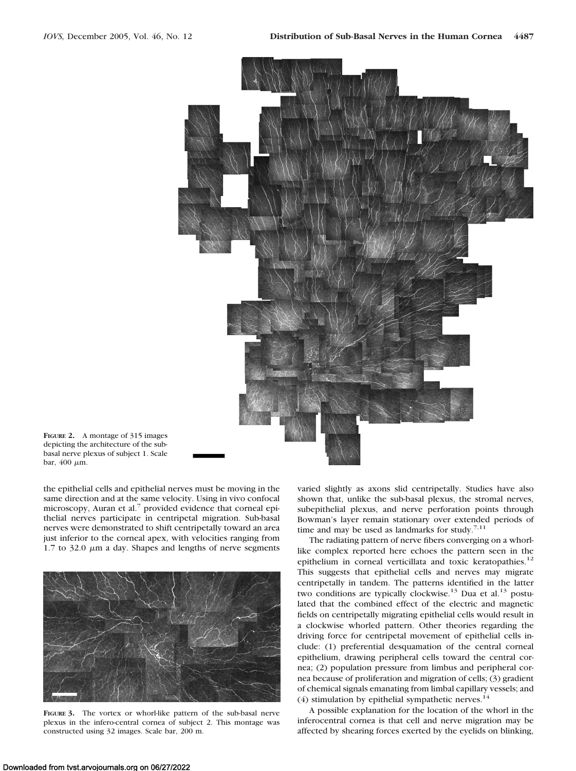**FIGURE 2.** A montage of 315 images depicting the architecture of the sub-basal nerve plexus of subject 1. Scale bar, 400 $\mu$m.

the epithelial cells and epithelial nerves must be moving in the same direction and at the same velocity. Using in vivo confocal microscopy, Auran et al.[7] provided evidence that corneal epithelial nerves participate in centripetal migration. Sub-basal nerves were demonstrated to shift centripetally toward an area just inferior to the corneal apex, with velocities ranging from 1.7 to 32.0 $\mu$m a day. Shapes and lengths of nerve segments varied slightly as axons slid centripetally. Studies have also shown that, unlike the sub-basal plexus, the stromal nerves, subepithelial plexus, and nerve perforation points through Bowman's layer remain stationary over extended periods of time and may be used as landmarks for study.[7,11]

**FIGURE 3.** The vortex or whorl-like pattern of the sub-basal nerve plexus in the infero-central cornea of subject 2. This montage was constructed using 32 images. Scale bar, 200 m.

The radiating pattern of nerve fibers converging on a whorl-like complex reported here echoes the pattern seen in the epithelium in corneal verticillata and toxic keratopathies.[12] This suggests that epithelial cells and nerves may migrate centripetally in tandem. The patterns identified in the latter two conditions are typically clockwise.[13] Dua et al.[13] postulated that the combined effect of the electric and magnetic fields on centripetally migrating epithelial cells would result in a clockwise whorled pattern. Other theories regarding the driving force for centripetal movement of epithelial cells include: (1) preferential desquamation of the central corneal epithelium, drawing peripheral cells toward the central cornea; (2) population pressure from limbus and peripheral cornea because of proliferation and migration of cells; (3) gradient of chemical signals emanating from limbal capillary vessels; and (4) stimulation by epithelial sympathetic nerves.[14]

A possible explanation for the location of the whorl in the inferocentral cornea is that cell and nerve migration may be affected by shearing forces exerted by the eyelids on blinking,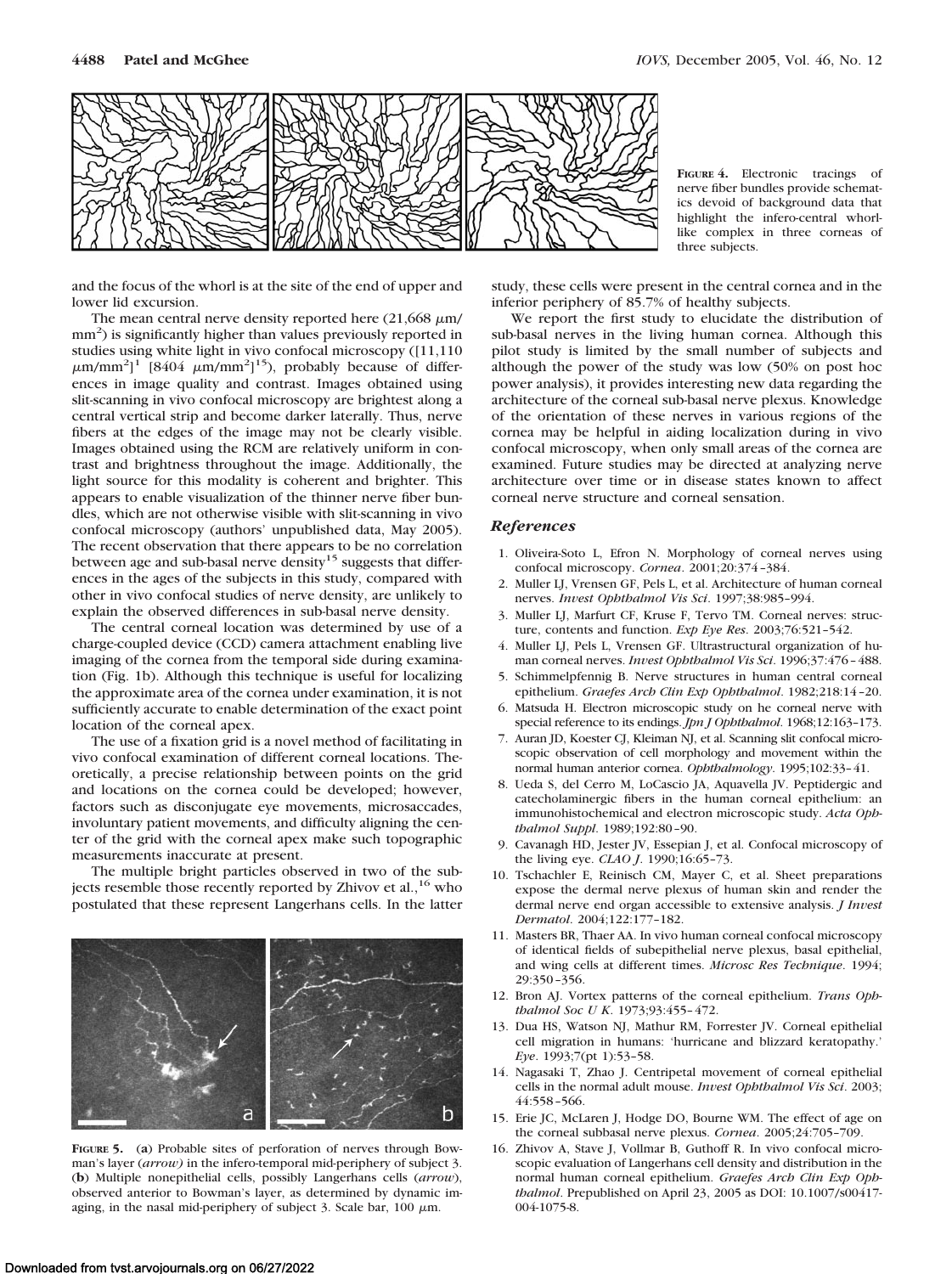FIGURE 4. Electronic tracings of nerve fiber bundles provide schematics devoid of background data that highlight the infero-central whorl-like complex in three corneas of three subjects.

and the focus of the whorl is at the site of the end of upper and lower lid excursion.

The mean central nerve density reported here (21,668 $\mu$m/mm$^2$) is significantly higher than values previously reported in studies using white light in vivo confocal microscopy ([11,110 $\mu$m/mm$^2$][1] [8404 $\mu$m/mm$^2$][15]), probably because of differences in image quality and contrast. Images obtained using slit-scanning in vivo confocal microscopy are brightest along a central vertical strip and become darker laterally. Thus, nerve fibers at the edges of the image may not be clearly visible. Images obtained using the RCM are relatively uniform in contrast and brightness throughout the image. Additionally, the light source for this modality is coherent and brighter. This appears to enable visualization of the thinner nerve fiber bundles, which are not otherwise visible with slit-scanning in vivo confocal microscopy (authors' unpublished data, May 2005). The recent observation that there appears to be no correlation between age and sub-basal nerve density[15] suggests that differences in the ages of the subjects in this study, compared with other in vivo confocal studies of nerve density, are unlikely to explain the observed differences in sub-basal nerve density.

The central corneal location was determined by use of a charge-coupled device (CCD) camera attachment enabling live imaging of the cornea from the temporal side during examination (Fig. 1b). Although this technique is useful for localizing the approximate area of the cornea under examination, it is not sufficiently accurate to enable determination of the exact point location of the corneal apex.

The use of a fixation grid is a novel method of facilitating in vivo confocal examination of different corneal locations. Theoretically, a precise relationship between points on the grid and locations on the cornea could be developed; however, factors such as disconjugate eye movements, microsaccades, involuntary patient movements, and difficulty aligning the center of the grid with the corneal apex make such topographic measurements inaccurate at present.

The multiple bright particles observed in two of the subjects resemble those recently reported by Zhivov et al.,[16] who postulated that these represent Langerhans cells. In the latter study, these cells were present in the central cornea and in the inferior periphery of 85.7% of healthy subjects.

FIGURE 5. (**a**) Probable sites of perforation of nerves through Bowman's layer (*arrow*) in the infero-temporal mid-periphery of subject 3. (**b**) Multiple nonepithelial cells, possibly Langerhans cells (*arrow*), observed anterior to Bowman's layer, as determined by dynamic imaging, in the nasal mid-periphery of subject 3. Scale bar, 100 $\mu$m.

We report the first study to elucidate the distribution of sub-basal nerves in the living human cornea. Although this pilot study is limited by the small number of subjects and although the power of the study was low (50% on post hoc power analysis), it provides interesting new data regarding the architecture of the corneal sub-basal nerve plexus. Knowledge of the orientation of these nerves in various regions of the cornea may be helpful in aiding localization during in vivo confocal microscopy, when only small areas of the cornea are examined. Future studies may be directed at analyzing nerve architecture over time or in disease states known to affect corneal nerve structure and corneal sensation.

## *References*

1. Oliveira-Soto L, Efron N. Morphology of corneal nerves using confocal microscopy. *Cornea*. 2001;20:374–384.
2. Muller LJ, Vrensen GF, Pels L, et al. Architecture of human corneal nerves. *Invest Ophthalmol Vis Sci*. 1997;38:985–994.
3. Muller LJ, Marfurt CF, Kruse F, Tervo TM. Corneal nerves: structure, contents and function. *Exp Eye Res*. 2003;76:521–542.
4. Muller LJ, Pels L, Vrensen GF. Ultrastructural organization of human corneal nerves. *Invest Ophthalmol Vis Sci*. 1996;37:476–488.
5. Schimmelpfennig B. Nerve structures in human central corneal epithelium. *Graefes Arch Clin Exp Ophthalmol*. 1982;218:14–20.
6. Matsuda H. Electron microscopic study on he corneal nerve with special reference to its endings. *Jpn J Ophthalmol*. 1968;12:163–173.
7. Auran JD, Koester CJ, Kleiman NJ, et al. Scanning slit confocal microscopic observation of cell morphology and movement within the normal human anterior cornea. *Ophthalmology*. 1995;102:33–41.
8. Ueda S, del Cerro M, LoCascio JA, Aquavella JV. Peptidergic and catecholaminergic fibers in the human corneal epithelium: an immunohistochemical and electron microscopic study. *Acta Ophthalmol Suppl*. 1989;192:80–90.
9. Cavanagh HD, Jester JV, Essepian J, et al. Confocal microscopy of the living eye. *CLAO J*. 1990;16:65–73.
10. Tschachler E, Reinisch CM, Mayer C, et al. Sheet preparations expose the dermal nerve plexus of human skin and render the dermal nerve end organ accessible to extensive analysis. *J Invest Dermatol*. 2004;122:177–182.
11. Masters BR, Thaer AA. In vivo human corneal confocal microscopy of identical fields of subepithelial nerve plexus, basal epithelial, and wing cells at different times. *Microsc Res Technique*. 1994;29:350–356.
12. Bron AJ. Vortex patterns of the corneal epithelium. *Trans Ophthalmol Soc U K*. 1973;93:455–472.
13. Dua HS, Watson NJ, Mathur RM, Forrester JV. Corneal epithelial cell migration in humans: 'hurricane and blizzard keratopathy.' *Eye*. 1993;7(pt 1):53–58.
14. Nagasaki T, Zhao J. Centripetal movement of corneal epithelial cells in the normal adult mouse. *Invest Ophthalmol Vis Sci*. 2003;44:558–566.
15. Erie JC, McLaren J, Hodge DO, Bourne WM. The effect of age on the corneal subbasal nerve plexus. *Cornea*. 2005;24:705–709.
16. Zhivov A, Stave J, Vollmar B, Guthoff R. In vivo confocal microscopic evaluation of Langerhans cell density and distribution in the normal human corneal epithelium. *Graefes Arch Clin Exp Ophthalmol*. Prepublished on April 23, 2005 as DOI: 10.1007/s00417-004-1075-8.